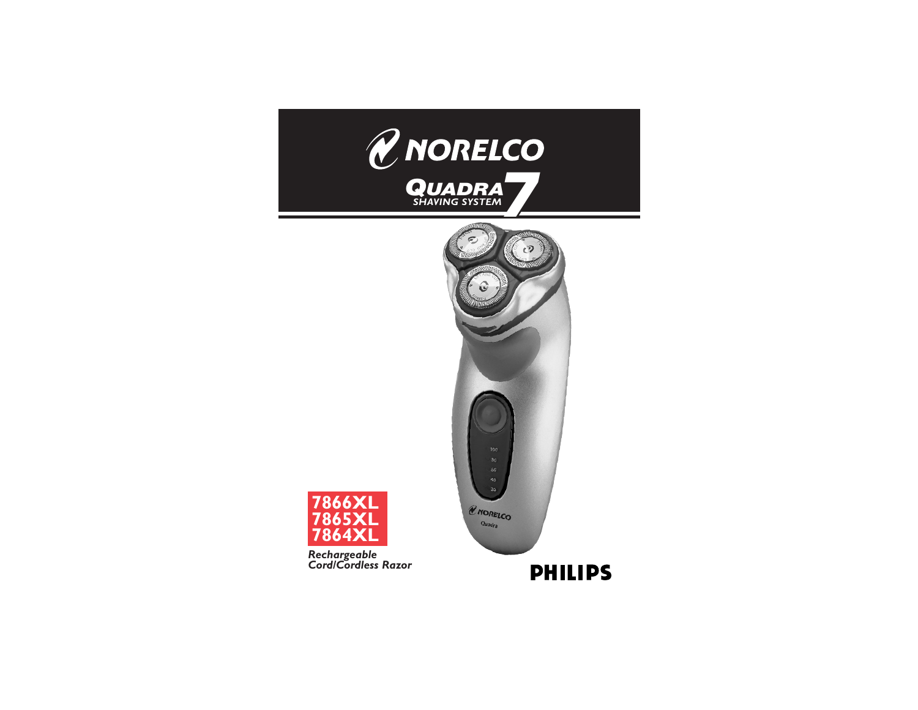# NORELCO

## QUADRA 7
### SHAVING SYSTEM

**7866XL**
**7865XL**
**7864XL**

***Rechargeable Cord/Cordless Razor***

**PHILIPS**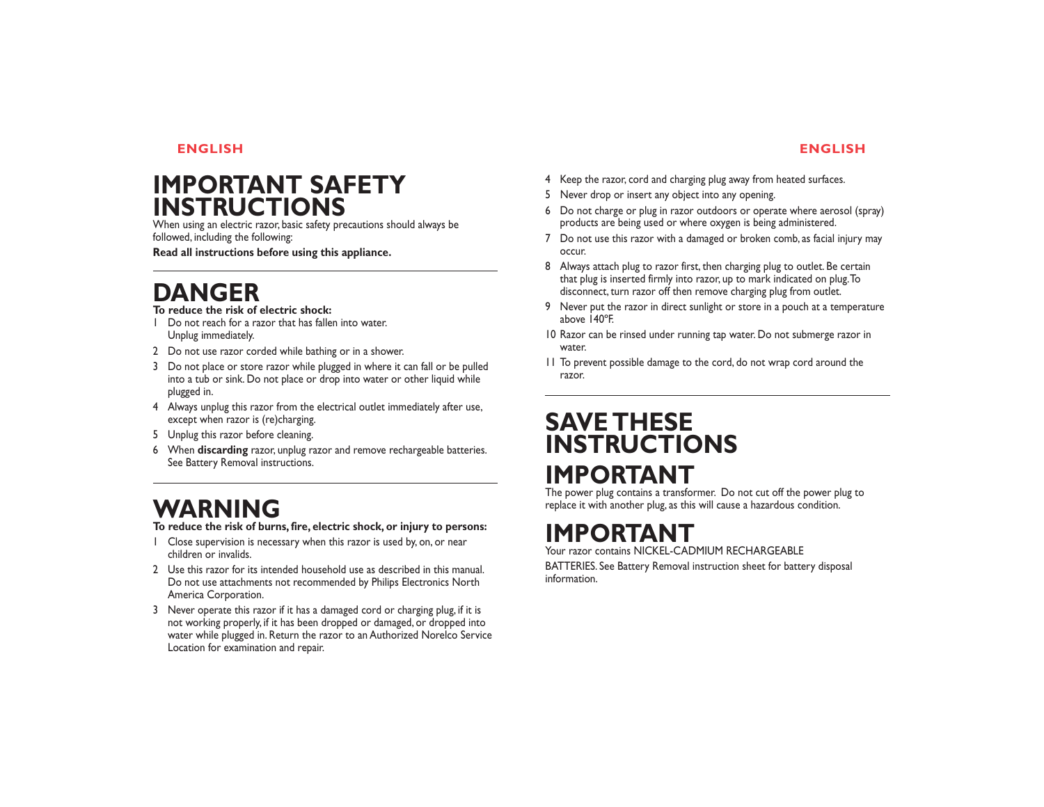## IMPORTANT SAFETY INSTRUCTIONS

When using an electric razor, basic safety precautions should always be followed, including the following:

**Read all instructions before using this appliance.**

## DANGER

**To reduce the risk of electric shock:**

1. Do not reach for a razor that has fallen into water. Unplug immediately.
2. Do not use razor corded while bathing or in a shower.
3. Do not place or store razor while plugged in where it can fall or be pulled into a tub or sink. Do not place or drop into water or other liquid while plugged in.
4. Always unplug this razor from the electrical outlet immediately after use, except when razor is (re)charging.
5. Unplug this razor before cleaning.
6. When **discarding** razor, unplug razor and remove rechargeable batteries. See Battery Removal instructions.

## WARNING

**To reduce the risk of burns, fire, electric shock, or injury to persons:**

1. Close supervision is necessary when this razor is used by, on, or near children or invalids.
2. Use this razor for its intended household use as described in this manual. Do not use attachments not recommended by Philips Electronics North America Corporation.
3. Never operate this razor if it has a damaged cord or charging plug, if it is not working properly, if it has been dropped or damaged, or dropped into water while plugged in. Return the razor to an Authorized Norelco Service Location for examination and repair.
4. Keep the razor, cord and charging plug away from heated surfaces.
5. Never drop or insert any object into any opening.
6. Do not charge or plug in razor outdoors or operate where aerosol (spray) products are being used or where oxygen is being administered.
7. Do not use this razor with a damaged or broken comb, as facial injury may occur.
8. Always attach plug to razor first, then charging plug to outlet. Be certain that plug is inserted firmly into razor, up to mark indicated on plug. To disconnect, turn razor off then remove charging plug from outlet.
9. Never put the razor in direct sunlight or store in a pouch at a temperature above 140°F.
10. Razor can be rinsed under running tap water. Do not submerge razor in water.
11. To prevent possible damage to the cord, do not wrap cord around the razor.

## SAVE THESE INSTRUCTIONS

## IMPORTANT

The power plug contains a transformer. Do not cut off the power plug to replace it with another plug, as this will cause a hazardous condition.

## IMPORTANT

Your razor contains NICKEL-CADMIUM RECHARGEABLE BATTERIES. See Battery Removal instruction sheet for battery disposal information.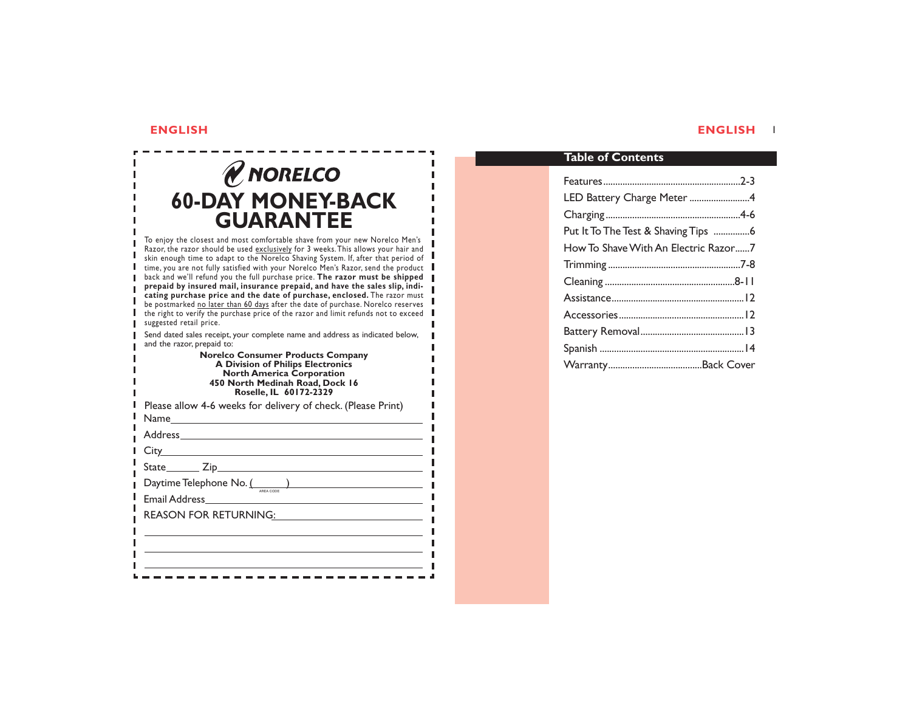# NORELCO

## 60-DAY MONEY-BACK GUARANTEE

To enjoy the closest and most comfortable shave from your new Norelco Men's Razor, the razor should be used exclusively for 3 weeks. This allows your hair and skin enough time to adapt to the Norelco Shaving System. If, after that period of time, you are not fully satisfied with your Norelco Men's Razor, send the product back and we'll refund you the full purchase price. **The razor must be shipped prepaid by insured mail, insurance prepaid, and have the sales slip, indicating purchase price and the date of purchase, enclosed.** The razor must be postmarked no later than 60 days after the date of purchase. Norelco reserves the right to verify the purchase price of the razor and limit refunds not to exceed suggested retail price.

Send dated sales receipt, your complete name and address as indicated below, and the razor, prepaid to:

**Norelco Consumer Products Company**
**A Division of Philips Electronics**
**North America Corporation**
**450 North Medinah Road, Dock 16**
**Roselle, IL 60172-2329**

Please allow 4-6 weeks for delivery of check. (Please Print)

Name\_\_\_\_\_\_\_\_\_\_\_\_\_\_\_\_\_\_\_\_\_\_\_\_\_\_\_\_\_\_\_\_\_\_\_\_\_\_\_\_

Address\_\_\_\_\_\_\_\_\_\_\_\_\_\_\_\_\_\_\_\_\_\_\_\_\_\_\_\_\_\_\_\_\_\_\_\_\_\_

City\_\_\_\_\_\_\_\_\_\_\_\_\_\_\_\_\_\_\_\_\_\_\_\_\_\_\_\_\_\_\_\_\_\_\_\_\_\_\_\_\_

State\_\_\_\_\_\_ Zip\_\_\_\_\_\_\_\_\_\_\_\_\_\_\_\_\_\_\_\_\_\_\_\_\_\_\_\_\_\_

Daytime Telephone No. (\_\_\_\_\_\_) \_\_\_\_\_\_\_\_\_\_\_\_\_\_\_\_\_\_\_\_
AREA CODE

Email Address\_\_\_\_\_\_\_\_\_\_\_\_\_\_\_\_\_\_\_\_\_\_\_\_\_\_\_\_\_\_\_\_\_\_

REASON FOR RETURNING:\_\_\_\_\_\_\_\_\_\_\_\_\_\_\_\_\_\_\_\_\_\_\_\_\_\_

## Table of Contents

| Section | Page |
|---|---|
| Features | 2-3 |
| LED Battery Charge Meter | 4 |
| Charging | 4-6 |
| Put It To The Test & Shaving Tips | 6 |
| How To Shave With An Electric Razor | 7 |
| Trimming | 7-8 |
| Cleaning | 8-11 |
| Assistance | 12 |
| Accessories | 12 |
| Battery Removal | 13 |
| Spanish | 14 |
| Warranty | Back Cover |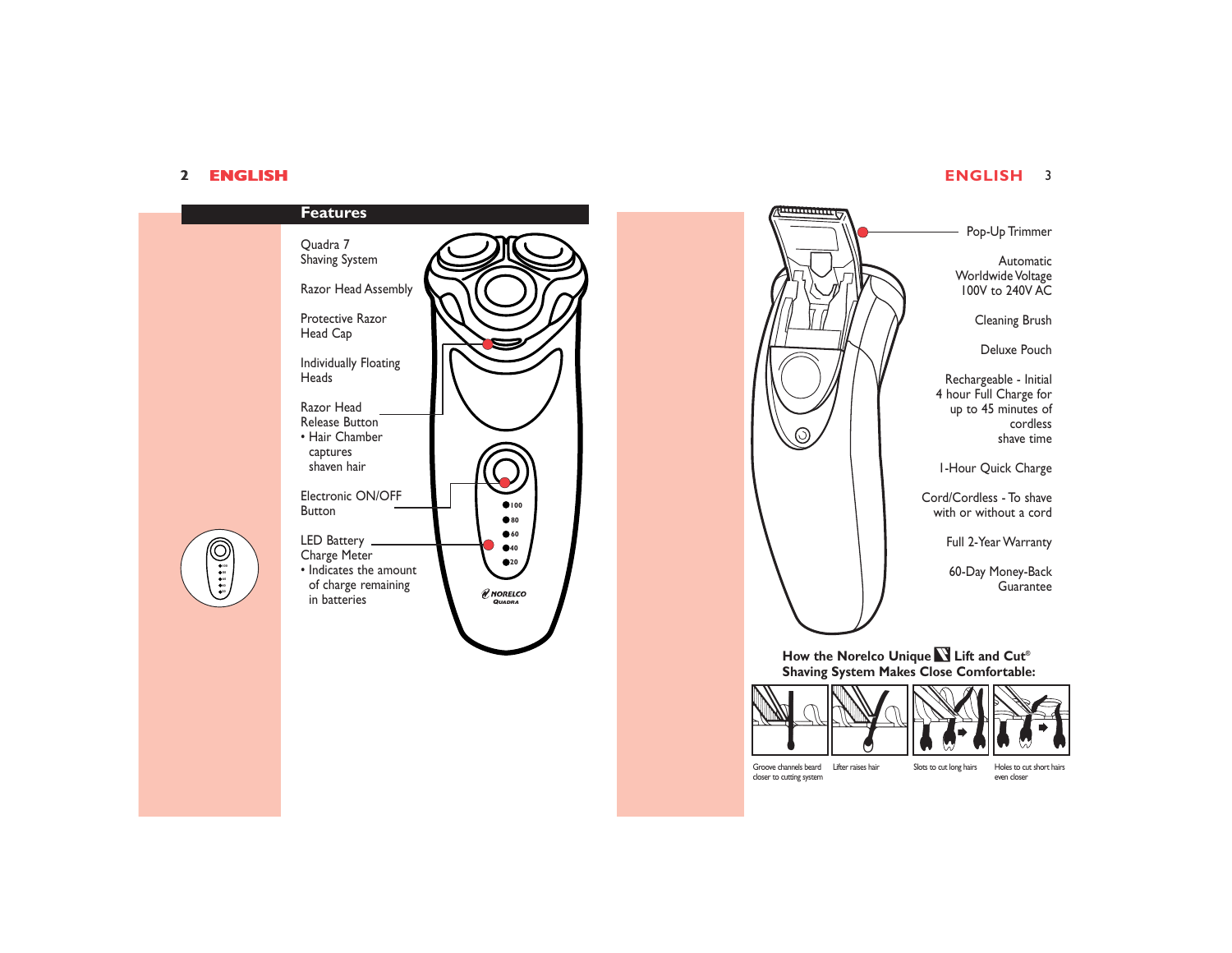## Features

Quadra 7
Shaving System

Razor Head Assembly

Protective Razor
Head Cap

Individually Floating
Heads

Razor Head
Release Button
- Hair Chamber
  captures
  shaven hair

Electronic ON/OFF
Button

LED Battery
Charge Meter
- Indicates the amount
  of charge remaining
  in batteries

Pop-Up Trimmer

Automatic
Worldwide Voltage
100V to 240V AC

Cleaning Brush

Deluxe Pouch

Rechargeable - Initial
4 hour Full Charge for
up to 45 minutes of
cordless
shave time

1-Hour Quick Charge

Cord/Cordless - To shave
with or without a cord

Full 2-Year Warranty

60-Day Money-Back
Guarantee

**How the Norelco Unique Lift and Cut® Shaving System Makes Close Comfortable:**

Groove channels beard closer to cutting system

Lifter raises hair

Slots to cut long hairs

Holes to cut short hairs even closer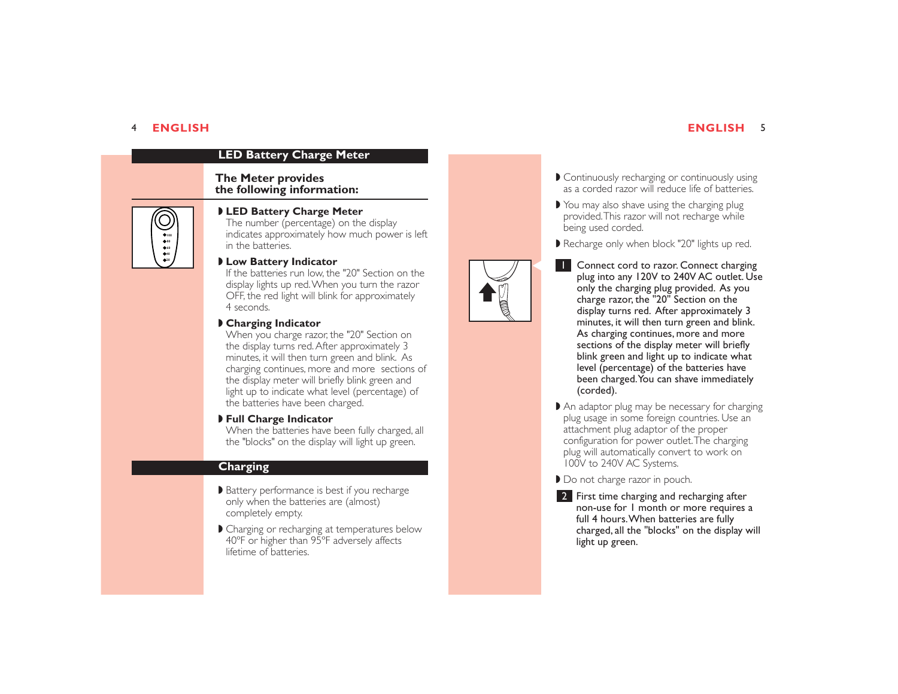## LED Battery Charge Meter

### The Meter provides the following information:

- **LED Battery Charge Meter**
  The number (percentage) on the display indicates approximately how much power is left in the batteries.
- **Low Battery Indicator**
  If the batteries run low, the "20" Section on the display lights up red. When you turn the razor OFF, the red light will blink for approximately 4 seconds.
- **Charging Indicator**
  When you charge razor, the "20" Section on the display turns red. After approximately 3 minutes, it will then turn green and blink. As charging continues, more and more sections of the display meter will briefly blink green and light up to indicate what level (percentage) of the batteries have been charged.
- **Full Charge Indicator**
  When the batteries have been fully charged, all the "blocks" on the display will light up green.

## Charging

- Battery performance is best if you recharge only when the batteries are (almost) completely empty.
- Charging or recharging at temperatures below 40ºF or higher than 95ºF adversely affects lifetime of batteries.
- Continuously recharging or continuously using as a corded razor will reduce life of batteries.
- You may also shave using the charging plug provided. This razor will not recharge while being used corded.
- Recharge only when block "20" lights up red.

**1** **Connect cord to razor. Connect charging plug into any 120V to 240V AC outlet. Use only the charging plug provided. As you charge razor, the "20" Section on the display turns red. After approximately 3 minutes, it will then turn green and blink. As charging continues, more and more sections of the display meter will briefly blink green and light up to indicate what level (percentage) of the batteries have been charged. You can shave immediately (corded).**

- An adaptor plug may be necessary for charging plug usage in some foreign countries. Use an attachment plug adaptor of the proper configuration for power outlet. The charging plug will automatically convert to work on 100V to 240V AC Systems.
- Do not charge razor in pouch.

**2** **First time charging and recharging after non-use for 1 month or more requires a full 4 hours. When batteries are fully charged, all the "blocks" on the display will light up green.**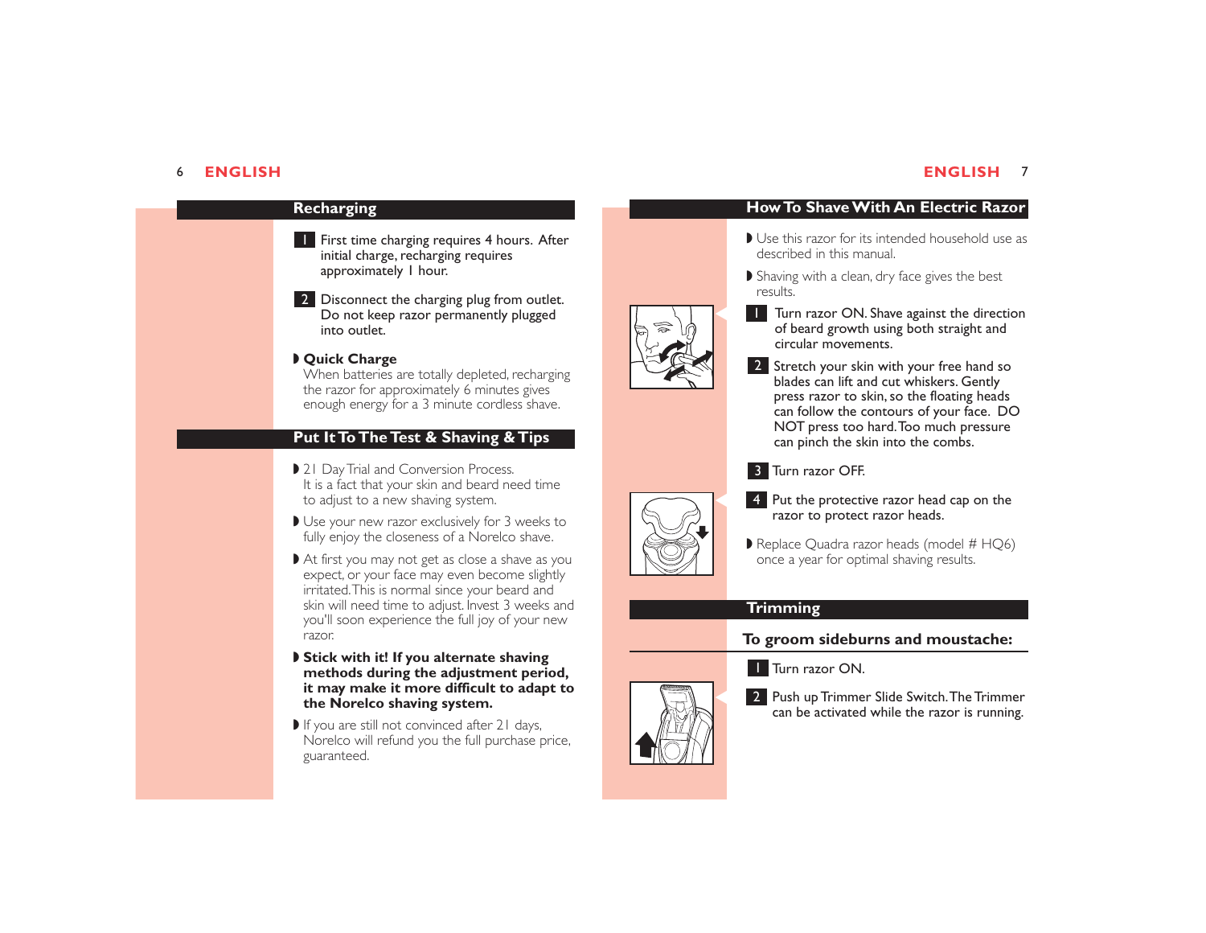## Recharging

1. First time charging requires 4 hours. After initial charge, recharging requires approximately 1 hour.

2. Disconnect the charging plug from outlet. Do not keep razor permanently plugged into outlet.

- **Quick Charge**
  When batteries are totally depleted, recharging the razor for approximately 6 minutes gives enough energy for a 3 minute cordless shave.

## Put It To The Test & Shaving & Tips

- 21 Day Trial and Conversion Process.
  It is a fact that your skin and beard need time to adjust to a new shaving system.
- Use your new razor exclusively for 3 weeks to fully enjoy the closeness of a Norelco shave.
- At first you may not get as close a shave as you expect, or your face may even become slightly irritated. This is normal since your beard and skin will need time to adjust. Invest 3 weeks and you'll soon experience the full joy of your new razor.
- **Stick with it! If you alternate shaving methods during the adjustment period, it may make it more difficult to adapt to the Norelco shaving system.**
- If you are still not convinced after 21 days, Norelco will refund you the full purchase price, guaranteed.

## How To Shave With An Electric Razor

- Use this razor for its intended household use as described in this manual.
- Shaving with a clean, dry face gives the best results.

1. Turn razor ON. Shave against the direction of beard growth using both straight and circular movements.

2. Stretch your skin with your free hand so blades can lift and cut whiskers. Gently press razor to skin, so the floating heads can follow the contours of your face. DO NOT press too hard. Too much pressure can pinch the skin into the combs.

3. Turn razor OFF.

4. Put the protective razor head cap on the razor to protect razor heads.

- Replace Quadra razor heads (model # HQ6) once a year for optimal shaving results.

## Trimming

### To groom sideburns and moustache:

1. Turn razor ON.

2. Push up Trimmer Slide Switch. The Trimmer can be activated while the razor is running.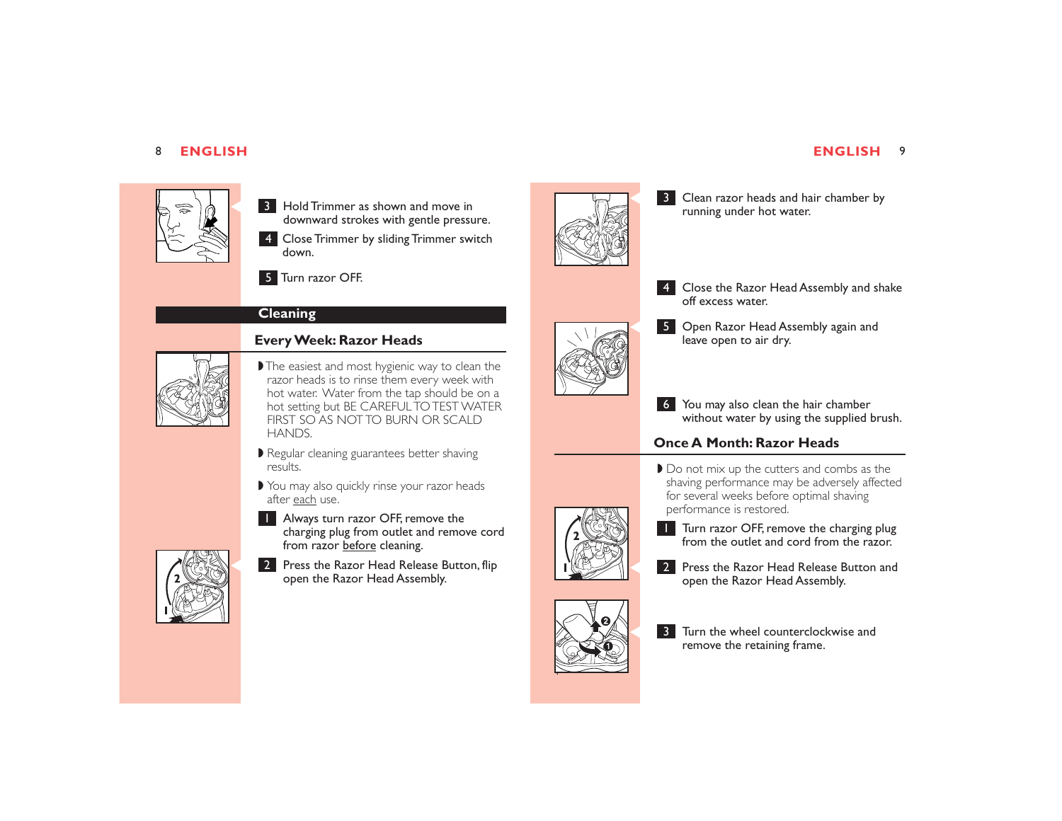3 Hold Trimmer as shown and move in downward strokes with gentle pressure.

4 Close Trimmer by sliding Trimmer switch down.

5 Turn razor OFF.

## Cleaning

### Every Week: Razor Heads

- The easiest and most hygienic way to clean the razor heads is to rinse them every week with hot water. Water from the tap should be on a hot setting but BE CAREFUL TO TEST WATER FIRST SO AS NOT TO BURN OR SCALD HANDS.
- Regular cleaning guarantees better shaving results.
- You may also quickly rinse your razor heads after <u>each</u> use.

1 Always turn razor OFF, remove the charging plug from outlet and remove cord from razor <u>before</u> cleaning.

2 Press the Razor Head Release Button, flip open the Razor Head Assembly.

3 Clean razor heads and hair chamber by running under hot water.

4 Close the Razor Head Assembly and shake off excess water.

5 Open Razor Head Assembly again and leave open to air dry.

6 You may also clean the hair chamber without water by using the supplied brush.

### Once A Month: Razor Heads

- Do not mix up the cutters and combs as the shaving performance may be adversely affected for several weeks before optimal shaving performance is restored.

1 Turn razor OFF, remove the charging plug from the outlet and cord from the razor.

2 Press the Razor Head Release Button and open the Razor Head Assembly.

3 Turn the wheel counterclockwise and remove the retaining frame.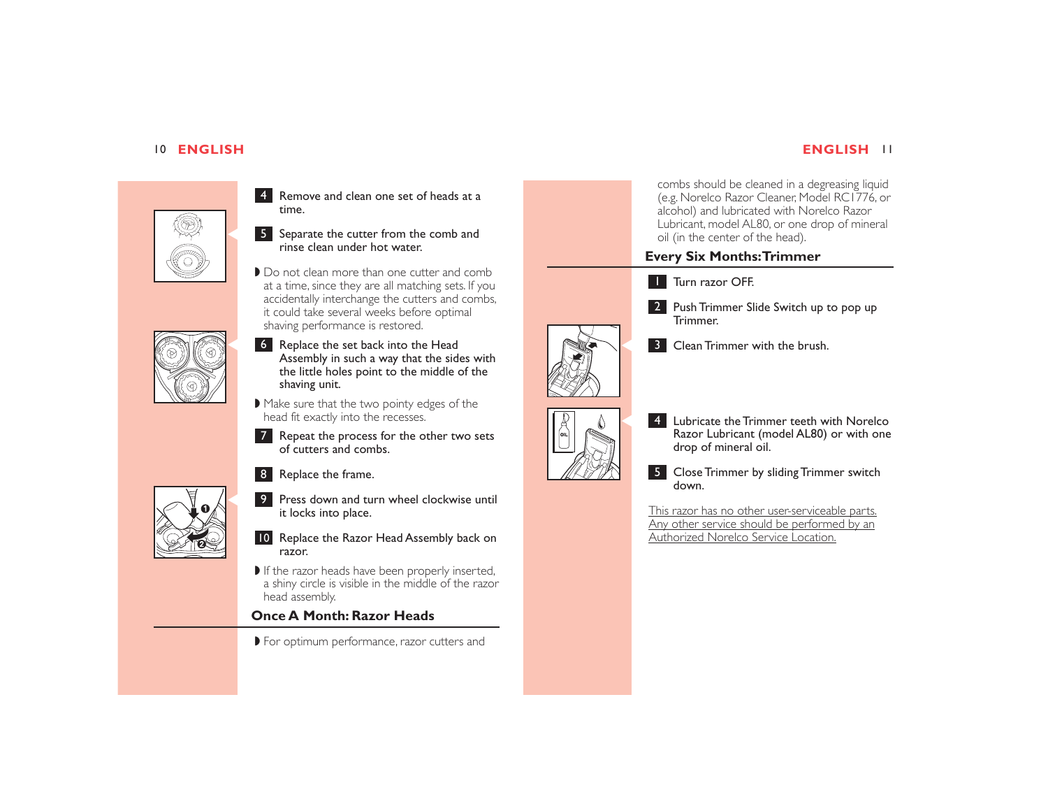4 Remove and clean one set of heads at a time.

5 Separate the cutter from the comb and rinse clean under hot water.

◗ Do not clean more than one cutter and comb at a time, since they are all matching sets. If you accidentally interchange the cutters and combs, it could take several weeks before optimal shaving performance is restored.

6 Replace the set back into the Head Assembly in such a way that the sides with the little holes point to the middle of the shaving unit.

◗ Make sure that the two pointy edges of the head fit exactly into the recesses.

7 Repeat the process for the other two sets of cutters and combs.

8 Replace the frame.

9 Press down and turn wheel clockwise until it locks into place.

10 Replace the Razor Head Assembly back on razor.

◗ If the razor heads have been properly inserted, a shiny circle is visible in the middle of the razor head assembly.

## Once A Month: Razor Heads

◗ For optimum performance, razor cutters and combs should be cleaned in a degreasing liquid (e.g. Norelco Razor Cleaner, Model RC1776, or alcohol) and lubricated with Norelco Razor Lubricant, model AL80, or one drop of mineral oil (in the center of the head).

## Every Six Months: Trimmer

1 Turn razor OFF.

2 Push Trimmer Slide Switch up to pop up Trimmer.

3 Clean Trimmer with the brush.

4 Lubricate the Trimmer teeth with Norelco Razor Lubricant (model AL80) or with one drop of mineral oil.

5 Close Trimmer by sliding Trimmer switch down.

This razor has no other user-serviceable parts. Any other service should be performed by an Authorized Norelco Service Location.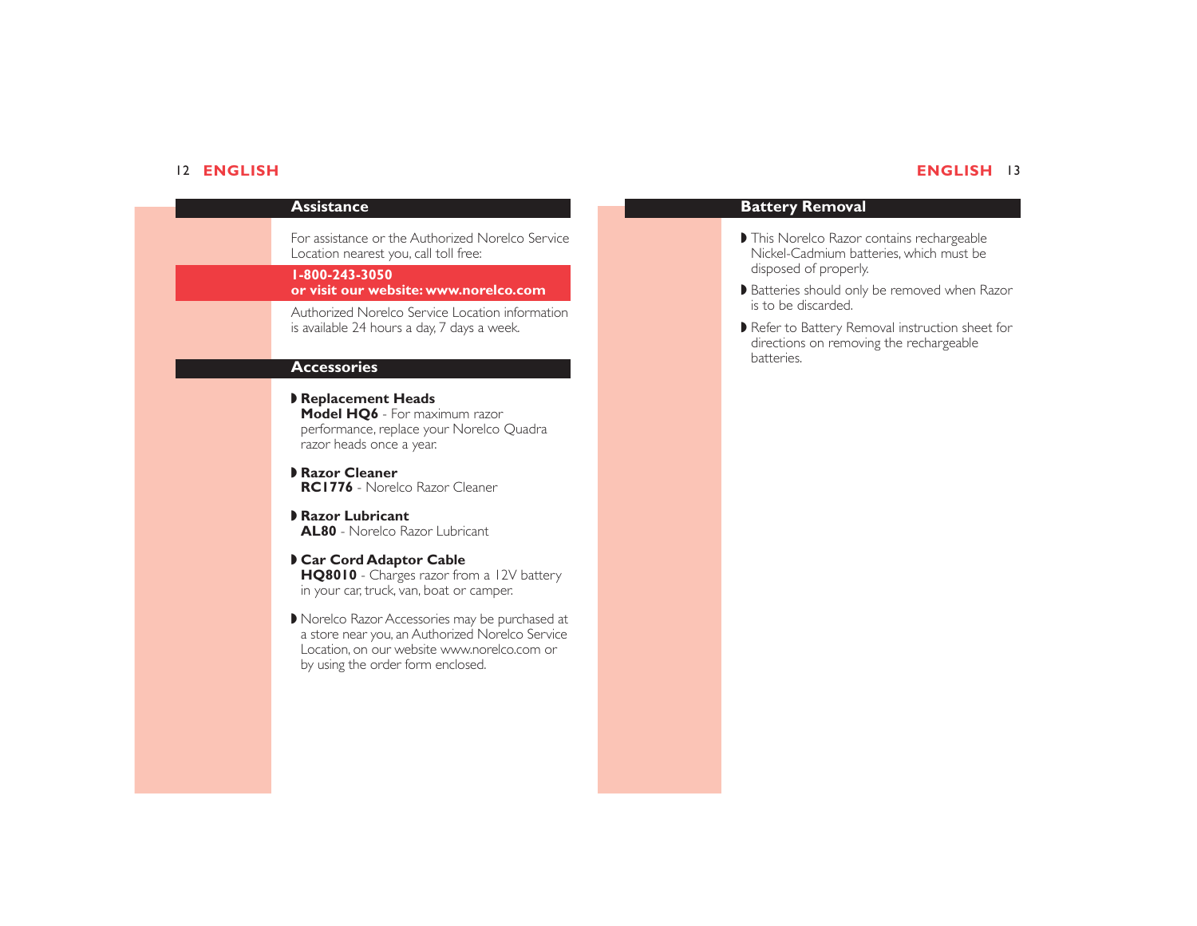## Assistance

For assistance or the Authorized Norelco Service Location nearest you, call toll free:

**1-800-243-3050**
**or visit our website: www.norelco.com**

Authorized Norelco Service Location information is available 24 hours a day, 7 days a week.

## Accessories

- **Replacement Heads**
  **Model HQ6** - For maximum razor performance, replace your Norelco Quadra razor heads once a year.
- **Razor Cleaner**
  **RC1776** - Norelco Razor Cleaner
- **Razor Lubricant**
  **AL80** - Norelco Razor Lubricant
- **Car Cord Adaptor Cable**
  **HQ8010** - Charges razor from a 12V battery in your car, truck, van, boat or camper.
- Norelco Razor Accessories may be purchased at a store near you, an Authorized Norelco Service Location, on our website www.norelco.com or by using the order form enclosed.

## Battery Removal

- This Norelco Razor contains rechargeable Nickel-Cadmium batteries, which must be disposed of properly.
- Batteries should only be removed when Razor is to be discarded.
- Refer to Battery Removal instruction sheet for directions on removing the rechargeable batteries.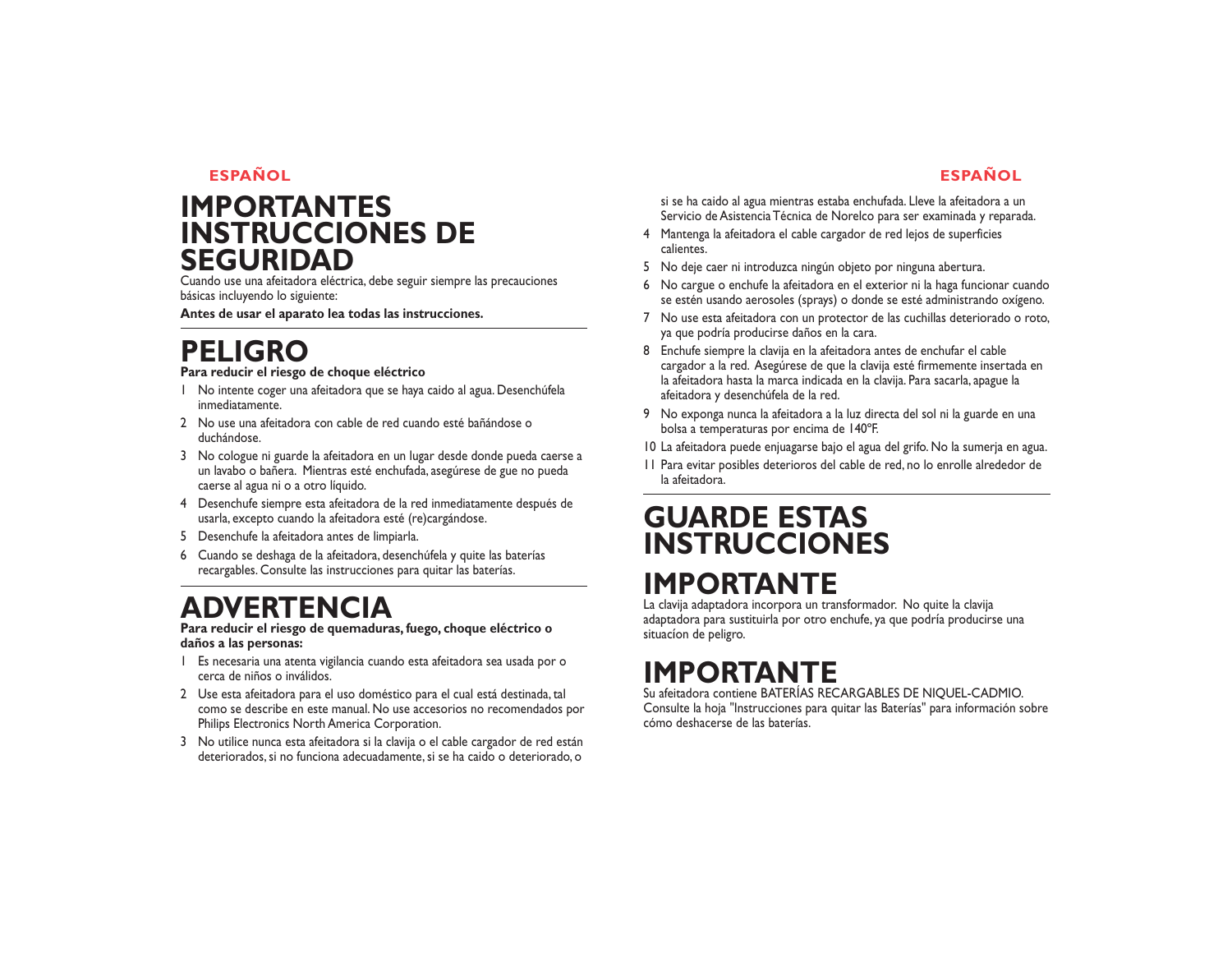# IMPORTANTES INSTRUCCIONES DE SEGURIDAD

Cuando use una afeitadora eléctrica, debe seguir siempre las precauciones básicas incluyendo lo siguiente:

**Antes de usar el aparato lea todas las instrucciones.**

# PELIGRO

**Para reducir el riesgo de choque eléctrico**

1 No intente coger una afeitadora que se haya caido al agua. Desenchúfela inmediatamente.

2 No use una afeitadora con cable de red cuando esté bañándose o duchándose.

3 No cologue ni guarde la afeitadora en un lugar desde donde pueda caerse a un lavabo o bañera. Mientras esté enchufada, asegúrese de gue no pueda caerse al agua ni o a otro líquido.

4 Desenchufe siempre esta afeitadora de la red inmediatamente después de usarla, excepto cuando la afeitadora esté (re)cargándose.

5 Desenchufe la afeitadora antes de limpiarla.

6 Cuando se deshaga de la afeitadora, desenchúfela y quite las baterías recargables. Consulte las instrucciones para quitar las baterías.

# ADVERTENCIA

**Para reducir el riesgo de quemaduras, fuego, choque eléctrico o daños a las personas:**

1 Es necesaria una atenta vigilancia cuando esta afeitadora sea usada por o cerca de niños o inválidos.

2 Use esta afeitadora para el uso doméstico para el cual está destinada, tal como se describe en este manual. No use accesorios no recomendados por Philips Electronics North America Corporation.

3 No utilice nunca esta afeitadora si la clavija o el cable cargador de red están deteriorados, si no funciona adecuadamente, si se ha caido o deteriorado, o si se ha caido al agua mientras estaba enchufada. Lleve la afeitadora a un Servicio de Asistencia Técnica de Norelco para ser examinada y reparada.

4 Mantenga la afeitadora el cable cargador de red lejos de superficies calientes.

5 No deje caer ni introduzca ningún objeto por ninguna abertura.

6 No cargue o enchufe la afeitadora en el exterior ni la haga funcionar cuando se estén usando aerosoles (sprays) o donde se esté administrando oxígeno.

7 No use esta afeitadora con un protector de las cuchillas deteriorado o roto, ya que podría producirse daños en la cara.

8 Enchufe siempre la clavija en la afeitadora antes de enchufar el cable cargador a la red. Asegúrese de que la clavija esté firmemente insertada en la afeitadora hasta la marca indicada en la clavija. Para sacarla, apague la afeitadora y desenchúfela de la red.

9 No exponga nunca la afeitadora a la luz directa del sol ni la guarde en una bolsa a temperaturas por encima de 140°F.

10 La afeitadora puede enjuagarse bajo el agua del grifo. No la sumerja en agua.

11 Para evitar posibles deterioros del cable de red, no lo enrolle alrededor de la afeitadora.

# GUARDE ESTAS INSTRUCCIONES

# IMPORTANTE

La clavija adaptadora incorpora un transformador. No quite la clavija adaptadora para sustituirla por otro enchufe, ya que podría producirse una situacíon de peligro.

# IMPORTANTE

Su afeitadora contiene BATERÍAS RECARGABLES DE NIQUEL-CADMIO. Consulte la hoja "Instrucciones para quitar las Baterías" para información sobre cómo deshacerse de las baterías.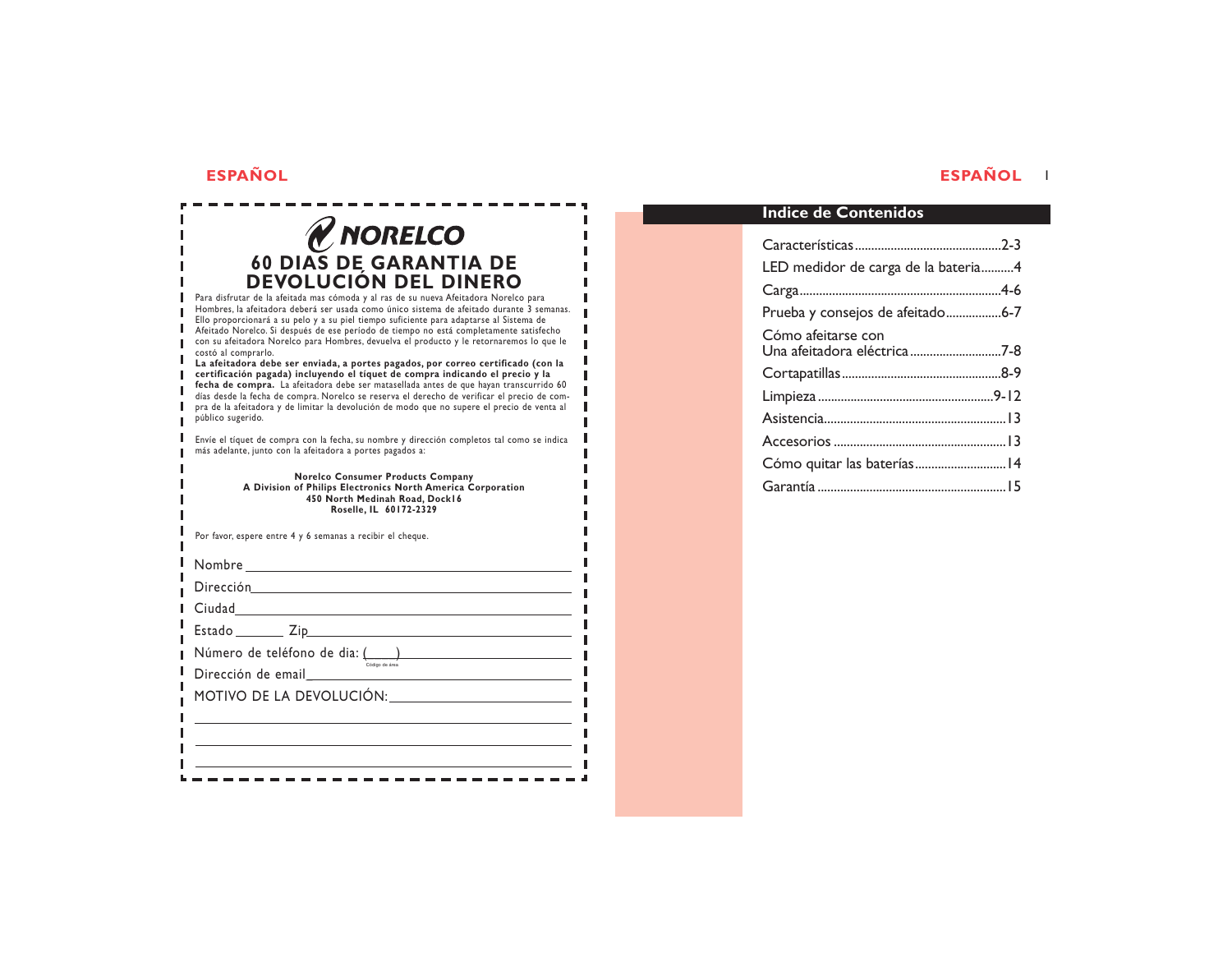# NORELCO

## 60 DIAS DE GARANTIA DE DEVOLUCIÓN DEL DINERO

Para disfrutar de la afeitada mas cómoda y al ras de su nueva Afeitadora Norelco para Hombres, la afeitadora deberá ser usada como único sistema de afeitado durante 3 semanas. Ello proporcionará a su pelo y a su piel tiempo suficiente para adaptarse al Sistema de Afeitado Norelco. Si después de ese período de tiempo no está completamente satisfecho con su afeitadora Norelco para Hombres, devuelva el producto y le retornaremos lo que le costó al comprarlo.

**La afeitadora debe ser enviada, a portes pagados, por correo certificado (con la certificación pagada) incluyendo el tíquet de compra indicando el precio y la fecha de compra.** La afeitadora debe ser matasellada antes de que hayan transcurrido 60 días desde la fecha de compra. Norelco se reserva el derecho de verificar el precio de compra de la afeitadora y de limitar la devolución de modo que no supere el precio de venta al público sugerido.

Envíe el tíquet de compra con la fecha, su nombre y dirección completos tal como se indica más adelante, junto con la afeitadora a portes pagados a:

**Norelco Consumer Products Company**
**A Division of Philips Electronics North America Corporation**
**450 North Medinah Road, Dock16**
**Roselle, IL 60172-2329**

Por favor, espere entre 4 y 6 semanas a recibir el cheque.

Nombre ____________________

Dirección ____________________

Ciudad ____________________

Estado ______ Zip ____________________

Número de teléfono de dia: (____) ____________________
Código de área

Dirección de email ____________________

MOTIVO DE LA DEVOLUCIÓN: ____________________

____________________

____________________

____________________

## Indice de Contenidos

- Características ........ 2-3
- LED medidor de carga de la bateria ........ 4
- Carga ........ 4-6
- Prueba y consejos de afeitado ........ 6-7
- Cómo afeitarse con Una afeitadora eléctrica ........ 7-8
- Cortapatillas ........ 8-9
- Limpieza ........ 9-12
- Asistencia ........ 13
- Accesorios ........ 13
- Cómo quitar las baterías ........ 14
- Garantía ........ 15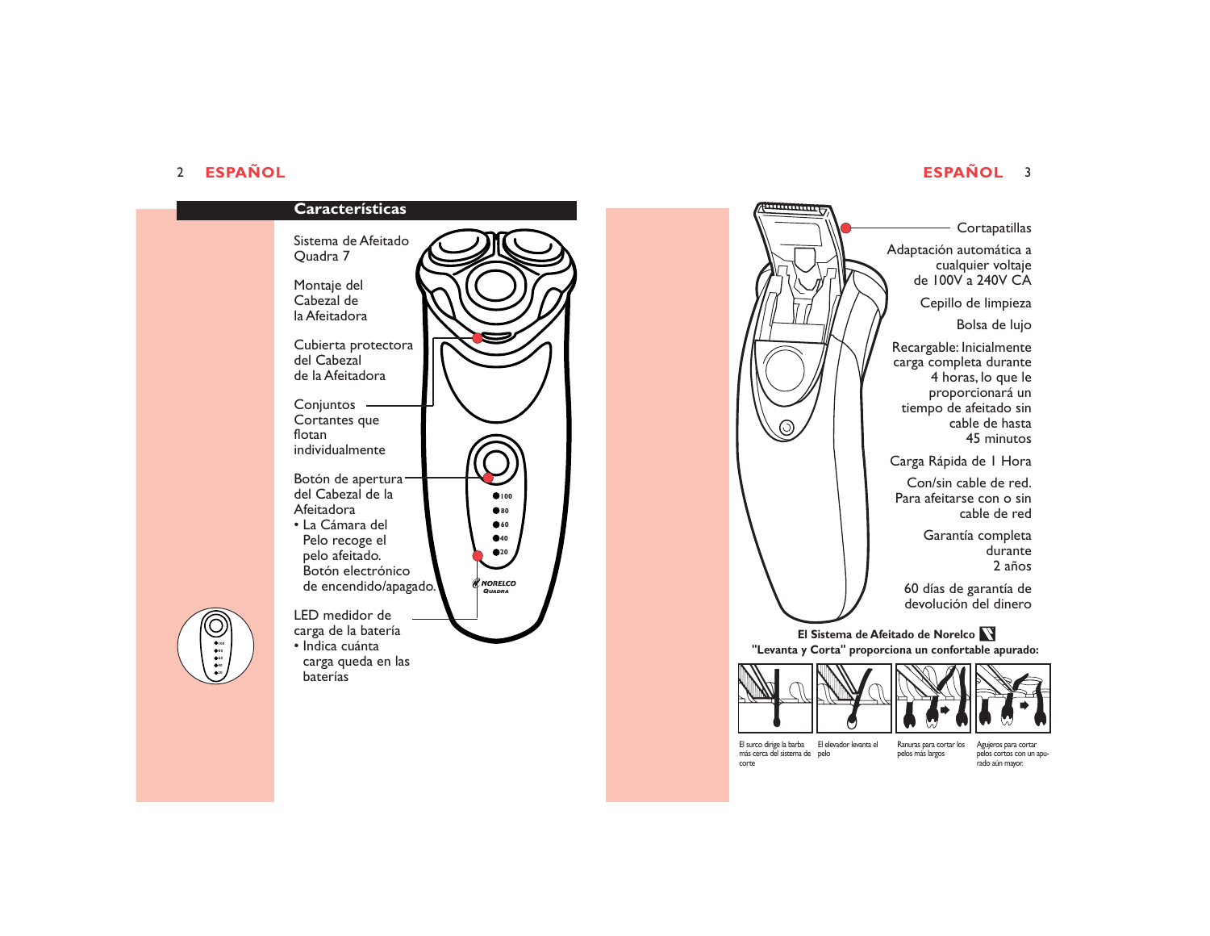## Características

Sistema de Afeitado Quadra 7

Montaje del Cabezal de la Afeitadora

Cubierta protectora del Cabezal de la Afeitadora

Conjuntos Cortantes que flotan individualmente

Botón de apertura del Cabezal de la Afeitadora

- La Cámara del Pelo recoge el pelo afeitado. Botón electrónico de encendido/apagado.

LED medidor de carga de la batería

- Indica cuánta carga queda en las baterías

Cortapatillas

Adaptación automática a cualquier voltaje de 100V a 240V CA

Cepillo de limpieza

Bolsa de lujo

Recargable: Inicialmente carga completa durante 4 horas, lo que le proporcionará un tiempo de afeitado sin cable de hasta 45 minutos

Carga Rápida de 1 Hora

Con/sin cable de red. Para afeitarse con o sin cable de red

Garantía completa durante 2 años

60 días de garantía de devolución del dinero

**El Sistema de Afeitado de Norelco "Levanta y Corta" proporciona un confortable apurado:**

El surco dirige la barba más cerca del sistema de corte

El elevador levanta el pelo

Ranuras para cortar los pelos más largos

Agujeros para cortar pelos cortos con un apurado aún mayor.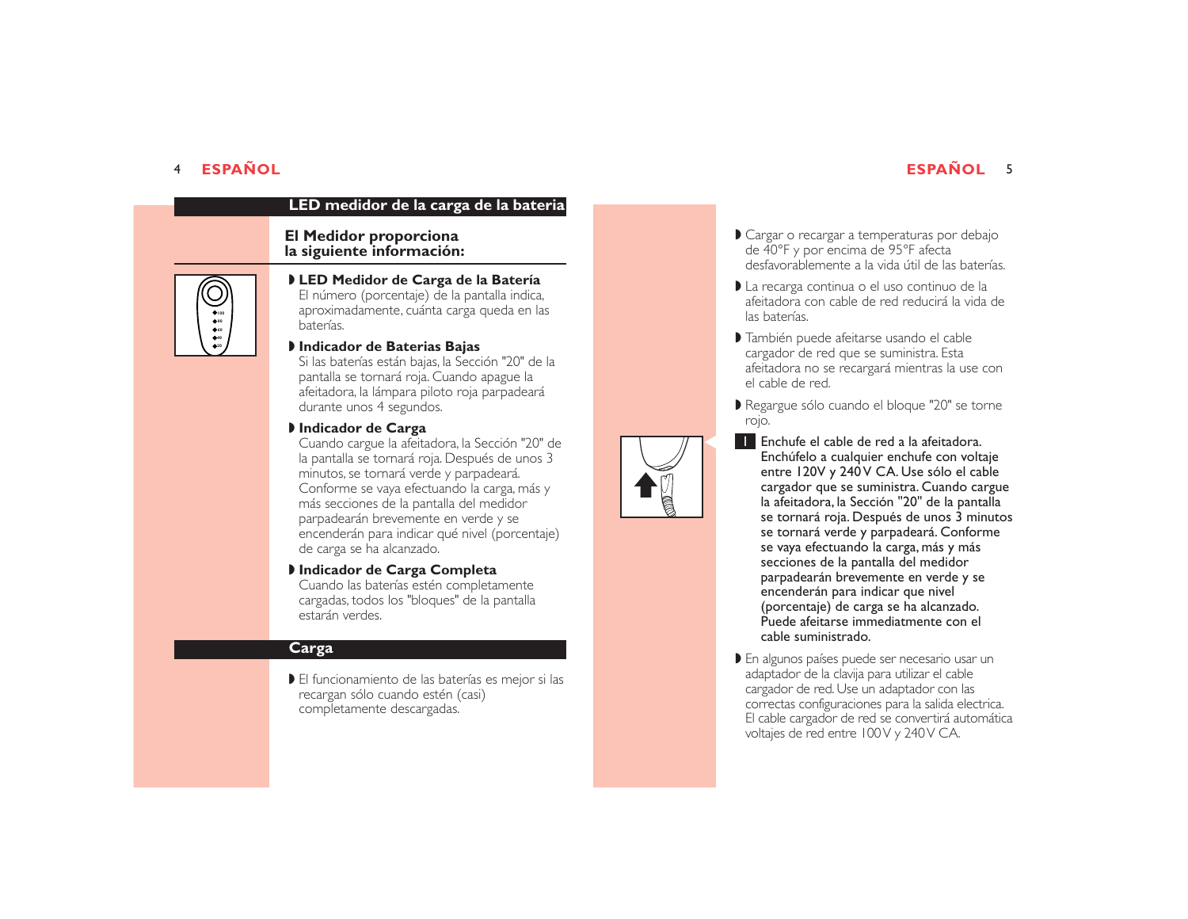## LED medidor de la carga de la bateria

### El Medidor proporciona la siguiente información:

- **LED Medidor de Carga de la Batería**
  El número (porcentaje) de la pantalla indica, aproximadamente, cuánta carga queda en las baterías.
- **Indicador de Baterias Bajas**
  Si las baterías están bajas, la Sección "20" de la pantalla se tornará roja. Cuando apague la afeitadora, la lámpara piloto roja parpadeará durante unos 4 segundos.
- **Indicador de Carga**
  Cuando cargue la afeitadora, la Sección "20" de la pantalla se tornará roja. Después de unos 3 minutos, se tornará verde y parpadeará. Conforme se vaya efectuando la carga, más y más secciones de la pantalla del medidor parpadearán brevemente en verde y se encenderán para indicar qué nivel (porcentaje) de carga se ha alcanzado.
- **Indicador de Carga Completa**
  Cuando las baterías estén completamente cargadas, todos los "bloques" de la pantalla estarán verdes.

## Carga

- El funcionamiento de las baterías es mejor si las recargan sólo cuando estén (casi) completamente descargadas.
- Cargar o recargar a temperaturas por debajo de 40°F y por encima de 95°F afecta desfavorablemente a la vida útil de las baterías.
- La recarga continua o el uso continuo de la afeitadora con cable de red reducirá la vida de las baterías.
- También puede afeitarse usando el cable cargador de red que se suministra. Esta afeitadora no se recargará mientras la use con el cable de red.
- Regargue sólo cuando el bloque "20" se torne rojo.

1. **Enchufe el cable de red a la afeitadora. Enchúfelo a cualquier enchufe con voltaje entre 120V y 240V CA. Use sólo el cable cargador que se suministra. Cuando cargue la afeitadora, la Sección "20" de la pantalla se tornará roja. Después de unos 3 minutos se tornará verde y parpadeará. Conforme se vaya efectuando la carga, más y más secciones de la pantalla del medidor parpadearán brevemente en verde y se encenderán para indicar que nivel (porcentaje) de carga se ha alcanzado. Puede afeitarse immediatmente con el cable suministrado.**

- En algunos países puede ser necesario usar un adaptador de la clavija para utilizar el cable cargador de red. Use un adaptador con las correctas configuraciones para la salida electrica. El cable cargador de red se convertirá automática voltajes de red entre 100V y 240V CA.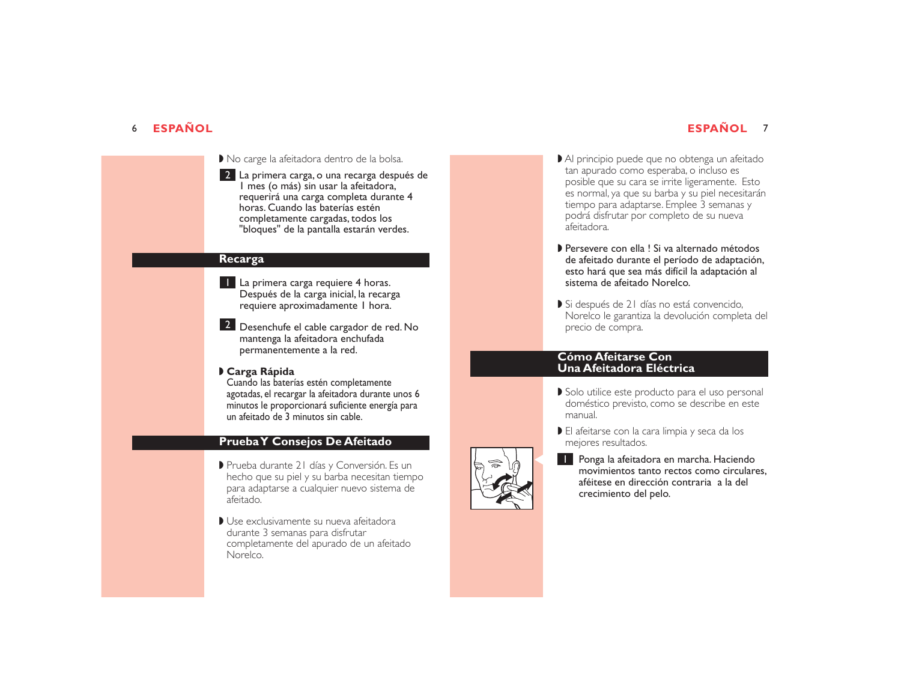- No cargue la afeitadora dentro de la bolsa.

**2** La primera carga, o una recarga después de 1 mes (o más) sin usar la afeitadora, requerirá una carga completa durante 4 horas. Cuando las baterías estén completamente cargadas, todos los "bloques" de la pantalla estarán verdes.

## Recarga

**1** La primera carga requiere 4 horas. Después de la carga inicial, la recarga requiere aproximadamente 1 hora.

**2** Desenchufe el cable cargador de red. No mantenga la afeitadora enchufada permanentemente a la red.

- **Carga Rápida**
  Cuando las baterías estén completamente agotadas, el recargar la afeitadora durante unos 6 minutos le proporcionará suficiente energía para un afeitado de 3 minutos sin cable.

## Prueba Y Consejos De Afeitado

- Prueba durante 21 días y Conversión. Es un hecho que su piel y su barba necesitan tiempo para adaptarse a cualquier nuevo sistema de afeitado.

- Use exclusivamente su nueva afeitadora durante 3 semanas para disfrutar completamente del apurado de un afeitado Norelco.

- Al principio puede que no obtenga un afeitado tan apurado como esperaba, o incluso es posible que su cara se irrite ligeramente. Esto es normal, ya que su barba y su piel necesitarán tiempo para adaptarse. Emplee 3 semanas y podrá disfrutar por completo de su nueva afeitadora.

- **Persevere con ella ! Si va alternado métodos de afeitado durante el período de adaptación, esto hará que sea más difícil la adaptación al sistema de afeitado Norelco.**

- Si después de 21 días no está convencido, Norelco le garantiza la devolución completa del precio de compra.

## Cómo Afeitarse Con Una Afeitadora Eléctrica

- Solo utilice este producto para el uso personal doméstico previsto, como se describe en este manual.

- El afeitarse con la cara limpia y seca da los mejores resultados.

**1** **Ponga la afeitadora en marcha. Haciendo movimientos tanto rectos como circulares, aféitese en dirección contraria a la del crecimiento del pelo.**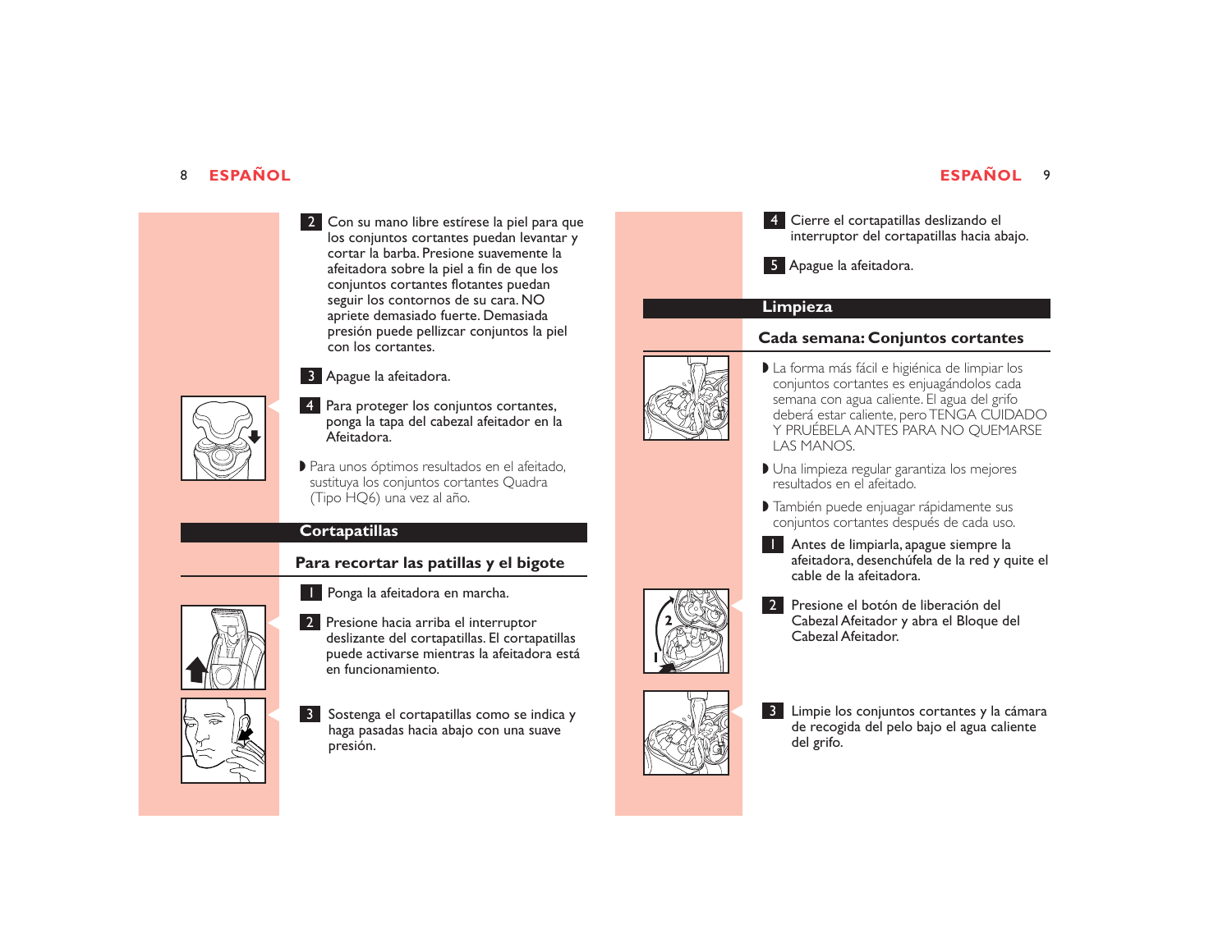2 Con su mano libre estírese la piel para que los conjuntos cortantes puedan levantar y cortar la barba. Presione suavemente la afeitadora sobre la piel a fin de que los conjuntos cortantes flotantes puedan seguir los contornos de su cara. NO apriete demasiado fuerte. Demasiada presión puede pellizcar conjuntos la piel con los cortantes.

3 Apague la afeitadora.

4 Para proteger los conjuntos cortantes, ponga la tapa del cabezal afeitador en la Afeitadora.

- Para unos óptimos resultados en el afeitado, sustituya los conjuntos cortantes Quadra (Tipo HQ6) una vez al año.

## Cortapatillas

### Para recortar las patillas y el bigote

1 Ponga la afeitadora en marcha.

2 Presione hacia arriba el interruptor deslizante del cortapatillas. El cortapatillas puede activarse mientras la afeitadora está en funcionamiento.

3 Sostenga el cortapatillas como se indica y haga pasadas hacia abajo con una suave presión.

4 Cierre el cortapatillas deslizando el interruptor del cortapatillas hacia abajo.

5 Apague la afeitadora.

## Limpieza

### Cada semana: Conjuntos cortantes

- La forma más fácil e higiénica de limpiar los conjuntos cortantes es enjuagándolos cada semana con agua caliente. El agua del grifo deberá estar caliente, pero TENGA CUIDADO Y PRUÉBELA ANTES PARA NO QUEMARSE LAS MANOS.
- Una limpieza regular garantiza los mejores resultados en el afeitado.
- También puede enjuagar rápidamente sus conjuntos cortantes después de cada uso.

1 Antes de limpiarla, apague siempre la afeitadora, desenchúfela de la red y quite el cable de la afeitadora.

2 Presione el botón de liberación del Cabezal Afeitador y abra el Bloque del Cabezal Afeitador.

3 Limpie los conjuntos cortantes y la cámara de recogida del pelo bajo el agua caliente del grifo.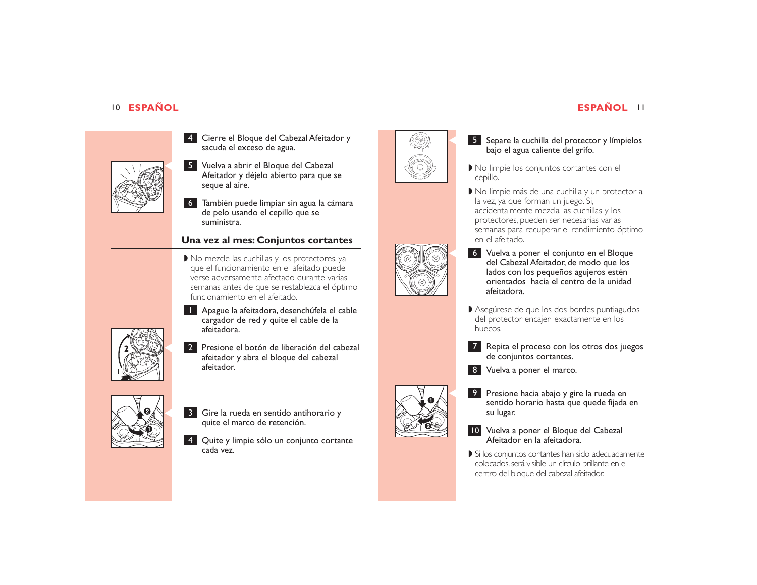4 Cierre el Bloque del Cabezal Afeitador y sacuda el exceso de agua.

5 Vuelva a abrir el Bloque del Cabezal Afeitador y déjelo abierto para que se seque al aire.

6 También puede limpiar sin agua la cámara de pelo usando el cepillo que se suministra.

## Una vez al mes: Conjuntos cortantes

◗ No mezcle las cuchillas y los protectores, ya que el funcionamiento en el afeitado puede verse adversamente afectado durante varias semanas antes de que se restablezca el óptimo funcionamiento en el afeitado.

1 Apague la afeitadora, desenchúfela el cable cargador de red y quite el cable de la afeitadora.

2 Presione el botón de liberación del cabezal afeitador y abra el bloque del cabezal afeitador.

3 Gire la rueda en sentido antihorario y quite el marco de retención.

4 Quite y limpie sólo un conjunto cortante cada vez.

5 Separe la cuchilla del protector y límpielos bajo el agua caliente del grifo.

◗ No limpie los conjuntos cortantes con el cepillo.

◗ No limpie más de una cuchilla y un protector a la vez, ya que forman un juego. Si, accidentalmente mezcla las cuchillas y los protectores, pueden ser necesarias varias semanas para recuperar el rendimiento óptimo en el afeitado.

6 Vuelva a poner el conjunto en el Bloque del Cabezal Afeitador, de modo que los lados con los pequeños agujeros estén orientados hacia el centro de la unidad afeitadora.

◗ Asegúrese de que los dos bordes puntiagudos del protector encajen exactamente en los huecos.

7 Repita el proceso con los otros dos juegos de conjuntos cortantes.

8 Vuelva a poner el marco.

9 Presione hacia abajo y gire la rueda en sentido horario hasta que quede fijada en su lugar.

10 Vuelva a poner el Bloque del Cabezal Afeitador en la afeitadora.

◗ Si los conjuntos cortantes han sido adecuadamente colocados, será visible un círculo brillante en el centro del bloque del cabezal afeitador.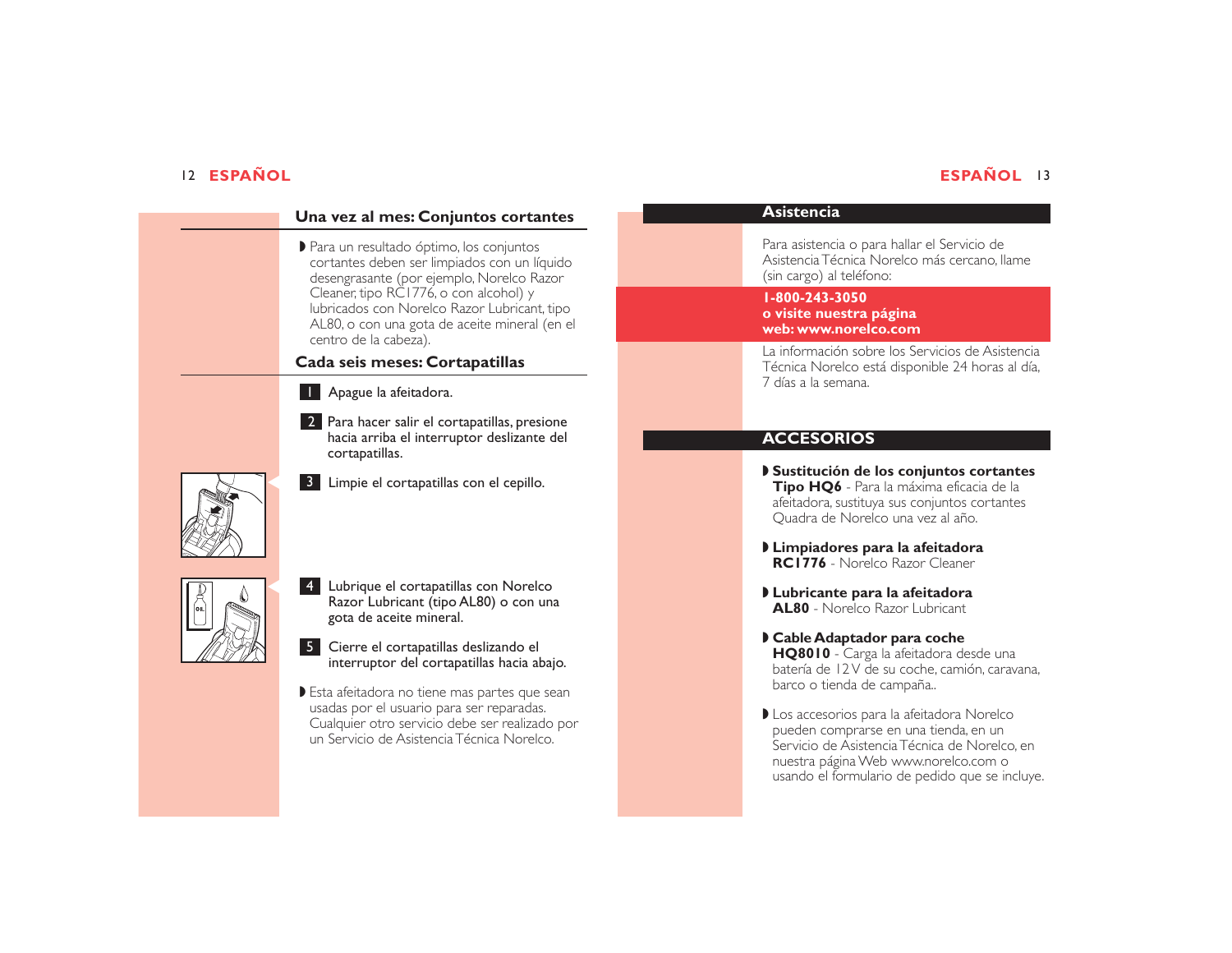## Una vez al mes: Conjuntos cortantes

- Para un resultado óptimo, los conjuntos cortantes deben ser limpiados con un líquido desengrasante (por ejemplo, Norelco Razor Cleaner, tipo RC1776, o con alcohol) y lubricados con Norelco Razor Lubricant, tipo AL80, o con una gota de aceite mineral (en el centro de la cabeza).

## Cada seis meses: Cortapatillas

1. Apague la afeitadora.
2. Para hacer salir el cortapatillas, presione hacia arriba el interruptor deslizante del cortapatillas.
3. Limpie el cortapatillas con el cepillo.
4. Lubrique el cortapatillas con Norelco Razor Lubricant (tipo AL80) o con una gota de aceite mineral.
5. Cierre el cortapatillas deslizando el interruptor del cortapatillas hacia abajo.

- Esta afeitadora no tiene mas partes que sean usadas por el usuario para ser reparadas. Cualquier otro servicio debe ser realizado por un Servicio de Asistencia Técnica Norelco.

## Asistencia

Para asistencia o para hallar el Servicio de Asistencia Técnica Norelco más cercano, llame (sin cargo) al teléfono:

**1-800-243-3050**
**o visite nuestra página web: www.norelco.com**

La información sobre los Servicios de Asistencia Técnica Norelco está disponible 24 horas al día, 7 días a la semana.

## ACCESORIOS

- **Sustitución de los conjuntos cortantes**
  **Tipo HQ6** - Para la máxima eficacia de la afeitadora, sustituya sus conjuntos cortantes Quadra de Norelco una vez al año.
- **Limpiadores para la afeitadora**
  **RC1776** - Norelco Razor Cleaner
- **Lubricante para la afeitadora**
  **AL80** - Norelco Razor Lubricant
- **Cable Adaptador para coche**
  **HQ8010** - Carga la afeitadora desde una batería de 12 V de su coche, camión, caravana, barco o tienda de campaña..
- Los accesorios para la afeitadora Norelco pueden comprarse en una tienda, en un Servicio de Asistencia Técnica de Norelco, en nuestra página Web www.norelco.com o usando el formulario de pedido que se incluye.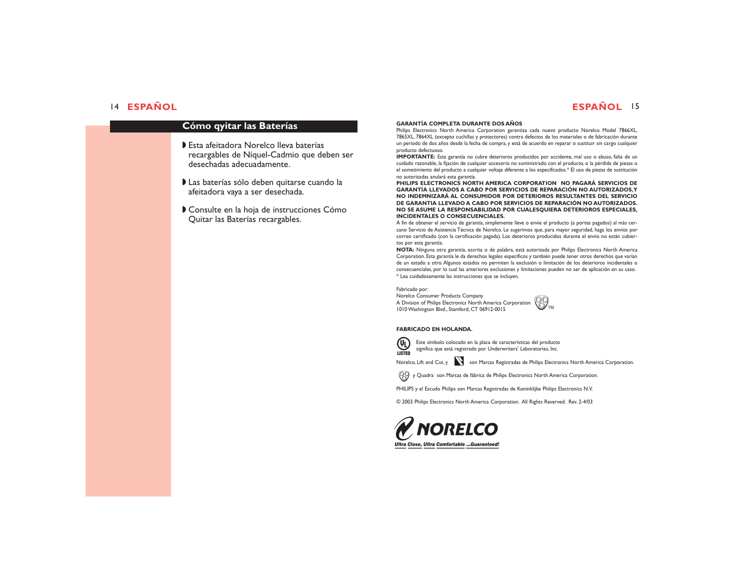## Cómo qyitar las Baterías

- Esta afeitadora Norelco lleva baterías recargables de Níquel-Cadmio que deben ser desechadas adecuadamente.
- Las baterías sólo deben quitarse cuando la afeitadora vaya a ser desechada.
- Consulte en la hoja de instrucciones Cómo Quitar las Baterías recargables.

**GARANTÍA COMPLETA DURANTE DOS AÑOS**

Philips Electronics North America Corporation garantiza cada nuevo producto Norelco Model 7866XL, 7865XL, 7864XL (excepto cuchillas y protectores) contra defectos de los materiales o de fabricación durante un período de dos años desde la fecha de compra, y está de acuerdo en reparar o sustituir sin cargo cualquier producto defectuoso.

**IMPORTANTE:** Esta garantía no cubre deterioros producidos por accidente, mal uso o abuso, falta de un cuidado razonable, la fijación de cualquier accesorio no suministrado con el producto, o la pérdida de piezas o el sometimiento del producto a cualquier voltaje diferente a los especificados.* El uso de piezas de sustitución no autorizadas anulará esta garantía.

**PHILIPS ELECTRONICS NORTH AMERICA CORPORATION NO PAGARÁ SERVICIOS DE GARANTÍA LLEVADOS A CABO POR SERVICIOS DE REPARACIÓN NO AUTORIZADOS, Y NO INDEMNIZARÁ AL CONSUMIDOR POR DETERIOROS RESULTANTES DEL SERVICIO DE GARANTIA LLEVADO A CABO POR SERVICIOS DE REPARACIÓN NO AUTORIZADOS. NO SE ASUME LA RESPONSABILIDAD POR CUALESQUIERA DETERIOROS ESPECIALES, INCIDENTALES O CONSECUENCIALES.**

A fin de obtener el servicio de garantía, simplemente lleve o envíe el producto (a portes pagados) al más cercano Servicio de Asistencia Técnica de Norelco. Le sugerimos que, para mayor seguridad, haga los envíos por correo certificado (con la certificación pagada). Los deterioros producidos durante el envío no están cubiertos por esta garantía.

**NOTA:** Ninguna otra garantía, escrita o de palabra, está autorizada por Philips Electronics North America Corporation. Esta garantía le da derechos legales específicos y también puede tener otros derechos que varían de un estado a otro. Algunos estados no permiten la exclusión o limitación de los deterioros incidentales o consecuenciales, por lo cual las anteriores exclusiones y limitaciones pueden no ser de aplicación en su caso.

* Lea cuidadosamente las instrucciones que se incluyen.

Fabricado por:
Norelco Consumer Products Company
A Division of Philips Electronics North America Corporation
1010 Washington Blvd., Stamford, CT 06912-0015 TM

**FABRICADO EN HOLANDA.**

LISTED — Este símbolo colocado en la placa de características del producto significa que está registrado por Underwriters' Laboratories, Inc.

Norelco, Lift and Cut, y son Marcas Registradas de Philips Electronics North America Corporation.

y Quadra son Marcas de fábrica de Philips Electronics North America Corporation.

PHILIPS y el Escudo Philips son Marcas Registradas de Koninklijke Philips Electronics N.V.

© 2003 Philips Electronics North America Corporation. All Rights Reserved. Rev. 2-4/03

NORELCO
*Ultra Close, Ultra Comfortable ...Guaranteed!*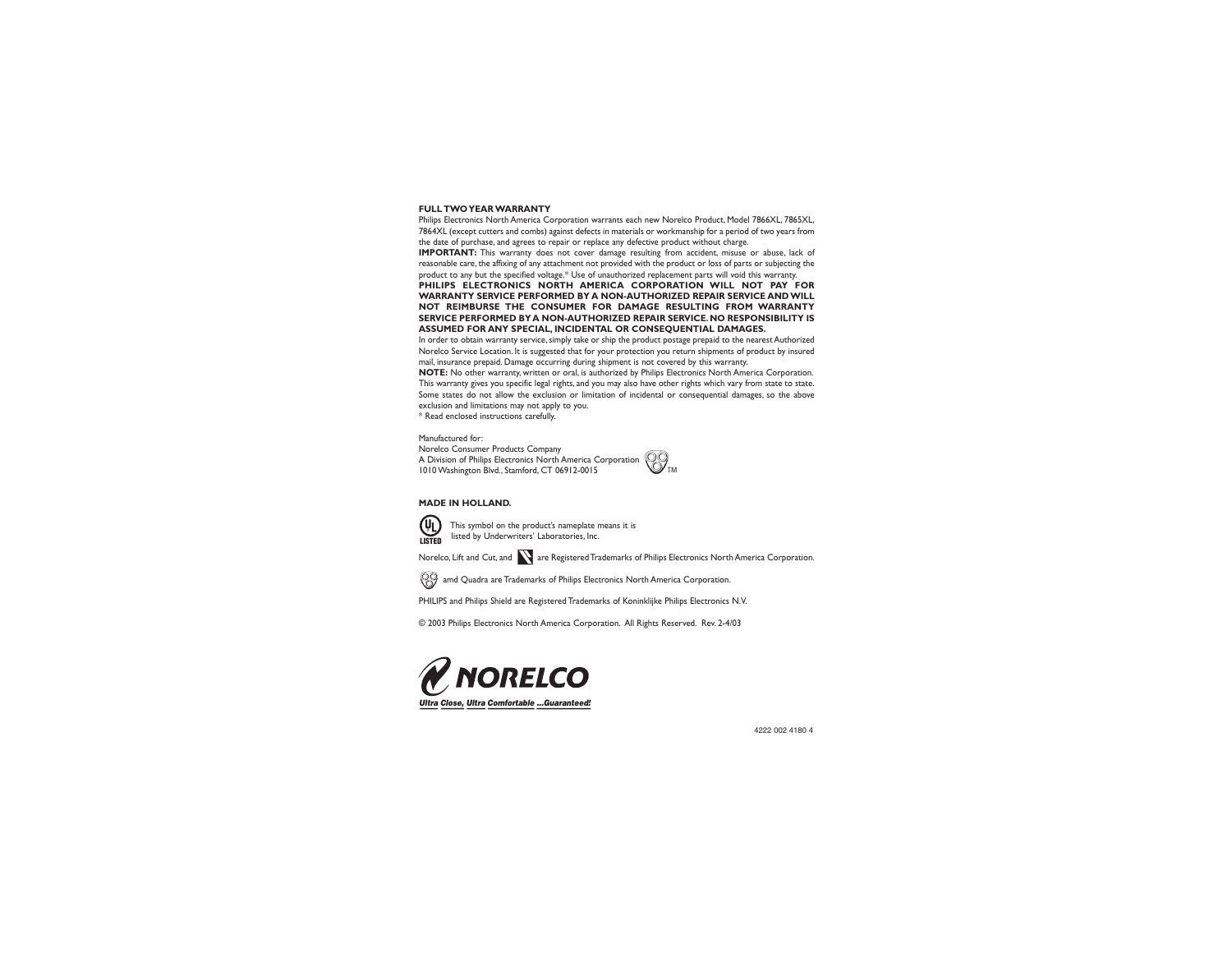**FULL TWO YEAR WARRANTY**

Philips Electronics North America Corporation warrants each new Norelco Product, Model 7866XL, 7865XL, 7864XL (except cutters and combs) against defects in materials or workmanship for a period of two years from the date of purchase, and agrees to repair or replace any defective product without charge.

**IMPORTANT:** This warranty does not cover damage resulting from accident, misuse or abuse, lack of reasonable care, the affixing of any attachment not provided with the product or loss of parts or subjecting the product to any but the specified voltage.* Use of unauthorized replacement parts will void this warranty.

**PHILIPS ELECTRONICS NORTH AMERICA CORPORATION WILL NOT PAY FOR WARRANTY SERVICE PERFORMED BY A NON-AUTHORIZED REPAIR SERVICE AND WILL NOT REIMBURSE THE CONSUMER FOR DAMAGE RESULTING FROM WARRANTY SERVICE PERFORMED BY A NON-AUTHORIZED REPAIR SERVICE. NO RESPONSIBILITY IS ASSUMED FOR ANY SPECIAL, INCIDENTAL OR CONSEQUENTIAL DAMAGES.**

In order to obtain warranty service, simply take or ship the product postage prepaid to the nearest Authorized Norelco Service Location. It is suggested that for your protection you return shipments of product by insured mail, insurance prepaid. Damage occurring during shipment is not covered by this warranty.

**NOTE:** No other warranty, written or oral, is authorized by Philips Electronics North America Corporation. This warranty gives you specific legal rights, and you may also have other rights which vary from state to state. Some states do not allow the exclusion or limitation of incidental or consequential damages, so the above exclusion and limitations may not apply to you.

* Read enclosed instructions carefully.

Manufactured for:
Norelco Consumer Products Company
A Division of Philips Electronics North America Corporation
1010 Washington Blvd., Stamford, CT 06912-0015 TM

**MADE IN HOLLAND.**

This symbol on the product's nameplate means it is listed by Underwriters' Laboratories, Inc.

Norelco, Lift and Cut, and are Registered Trademarks of Philips Electronics North America Corporation.

amd Quadra are Trademarks of Philips Electronics North America Corporation.

PHILIPS and Philips Shield are Registered Trademarks of Koninklijke Philips Electronics N.V.

© 2003 Philips Electronics North America Corporation. All Rights Reserved. Rev. 2-4/03

NORELCO

*Ultra Close, Ultra Comfortable ...Guaranteed!*

4222 002 4180 4